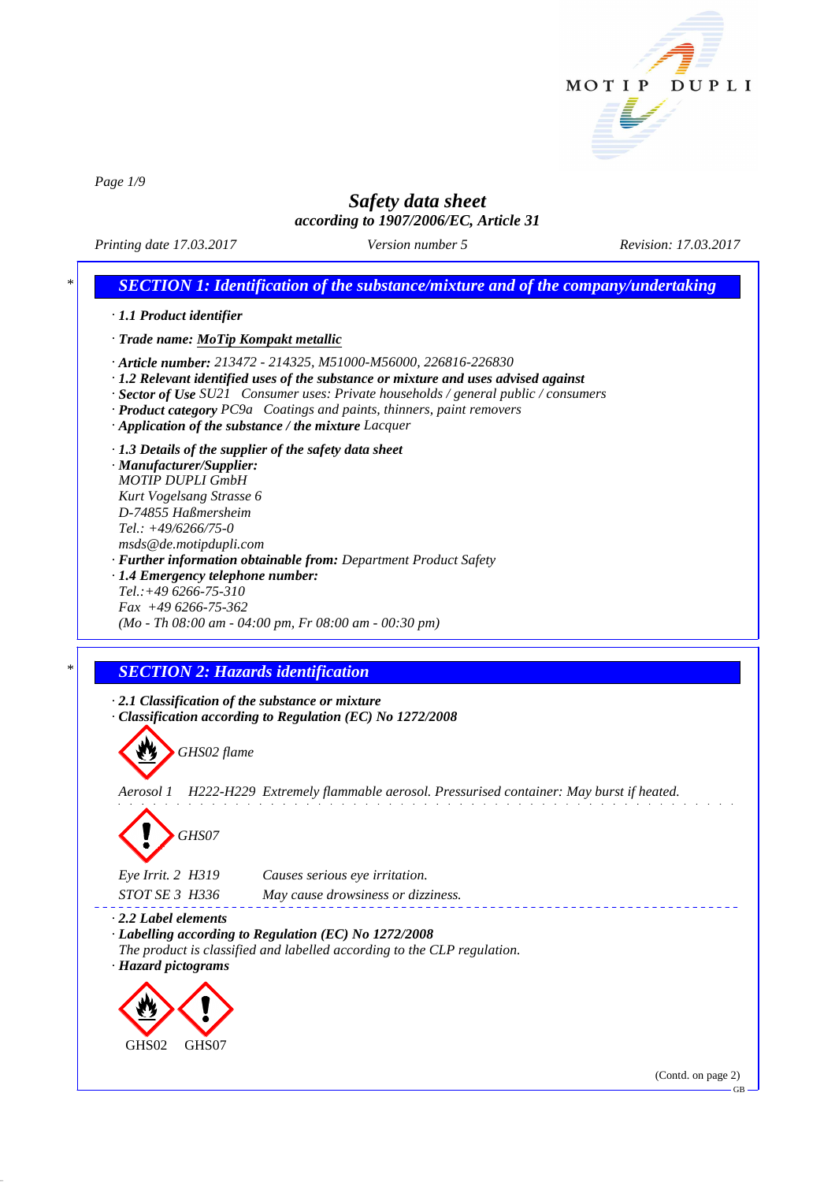# Safety data sheet

*according to 1907/2006/EC, Article 31*

*Printing date 17.03.2017* — *Version number 5* — *Revision: 17.03.2017*

## SECTION 1: Identification of the substance/mixture and of the company/undertaking

· **1.1 Product identifier**

· **Trade name: MoTip Kompakt metallic**

· **Article number:** 213472 - 214325, M51000-M56000, 226816-226830

· **1.2 Relevant identified uses of the substance or mixture and uses advised against**

· **Sector of Use** SU21 Consumer uses: Private households / general public / consumers

· **Product category** PC9a Coatings and paints, thinners, paint removers

· **Application of the substance / the mixture** Lacquer

· **1.3 Details of the supplier of the safety data sheet**

· **Manufacturer/Supplier:**
MOTIP DUPLI GmbH
Kurt Vogelsang Strasse 6
D-74855 Haßmersheim
Tel.: +49/6266/75-0
msds@de.motipdupli.com

· **Further information obtainable from:** Department Product Safety

· **1.4 Emergency telephone number:**
Tel.:+49 6266-75-310
Fax +49 6266-75-362
(Mo - Th 08:00 am - 04:00 pm, Fr 08:00 am - 00:30 pm)

## SECTION 2: Hazards identification

· **2.1 Classification of the substance or mixture**

· **Classification according to Regulation (EC) No 1272/2008**

GHS02 flame

Aerosol 1 H222-H229 Extremely flammable aerosol. Pressurised container: May burst if heated.

GHS07

| | |
|---|---|
| Eye Irrit. 2 H319 | Causes serious eye irritation. |
| STOT SE 3 H336 | May cause drowsiness or dizziness. |

· **2.2 Label elements**

· **Labelling according to Regulation (EC) No 1272/2008**
The product is classified and labelled according to the CLP regulation.

· **Hazard pictograms**

GHS02 GHS07

(Contd. on page 2)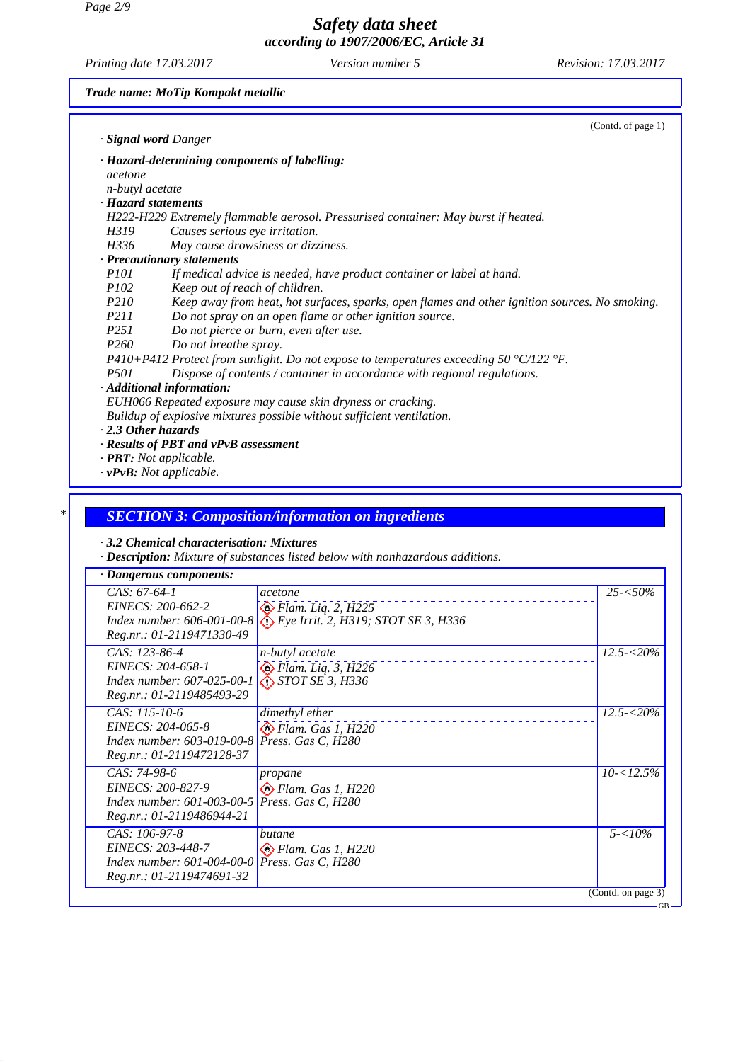**Trade name: MoTip Kompakt metallic**

(Contd. of page 1)

· **Signal word** Danger

· **Hazard-determining components of labelling:**
acetone
n-butyl acetate

· **Hazard statements**
H222-H229 Extremely flammable aerosol. Pressurised container: May burst if heated.
H319 Causes serious eye irritation.
H336 May cause drowsiness or dizziness.

· **Precautionary statements**
P101 If medical advice is needed, have product container or label at hand.
P102 Keep out of reach of children.
P210 Keep away from heat, hot surfaces, sparks, open flames and other ignition sources. No smoking.
P211 Do not spray on an open flame or other ignition source.
P251 Do not pierce or burn, even after use.
P260 Do not breathe spray.
P410+P412 Protect from sunlight. Do not expose to temperatures exceeding 50 °C/122 °F.
P501 Dispose of contents / container in accordance with regional regulations.

· **Additional information:**
EUH066 Repeated exposure may cause skin dryness or cracking.
Buildup of explosive mixtures possible without sufficient ventilation.

· **2.3 Other hazards**

· **Results of PBT and vPvB assessment**

· **PBT:** Not applicable.

· **vPvB:** Not applicable.

## SECTION 3: Composition/information on ingredients

· **3.2 Chemical characterisation: Mixtures**

· **Description:** Mixture of substances listed below with nonhazardous additions.

· **Dangerous components:**

| Identifiers | Substance / Classification | Concentration |
|---|---|---|
| CAS: 67-64-1<br>EINECS: 200-662-2<br>Index number: 606-001-00-8<br>Reg.nr.: 01-2119471330-49 | acetone<br>Flam. Liq. 2, H225<br>Eye Irrit. 2, H319; STOT SE 3, H336 | 25-<50% |
| CAS: 123-86-4<br>EINECS: 204-658-1<br>Index number: 607-025-00-1<br>Reg.nr.: 01-2119485493-29 | n-butyl acetate<br>Flam. Liq. 3, H226<br>STOT SE 3, H336 | 12.5-<20% |
| CAS: 115-10-6<br>EINECS: 204-065-8<br>Index number: 603-019-00-8<br>Reg.nr.: 01-2119472128-37 | dimethyl ether<br>Flam. Gas 1, H220<br>Press. Gas C, H280 | 12.5-<20% |
| CAS: 74-98-6<br>EINECS: 200-827-9<br>Index number: 601-003-00-5<br>Reg.nr.: 01-2119486944-21 | propane<br>Flam. Gas 1, H220<br>Press. Gas C, H280 | 10-<12.5% |
| CAS: 106-97-8<br>EINECS: 203-448-7<br>Index number: 601-004-00-0<br>Reg.nr.: 01-2119474691-32 | butane<br>Flam. Gas 1, H220<br>Press. Gas C, H280 | 5-<10% |

(Contd. on page 3)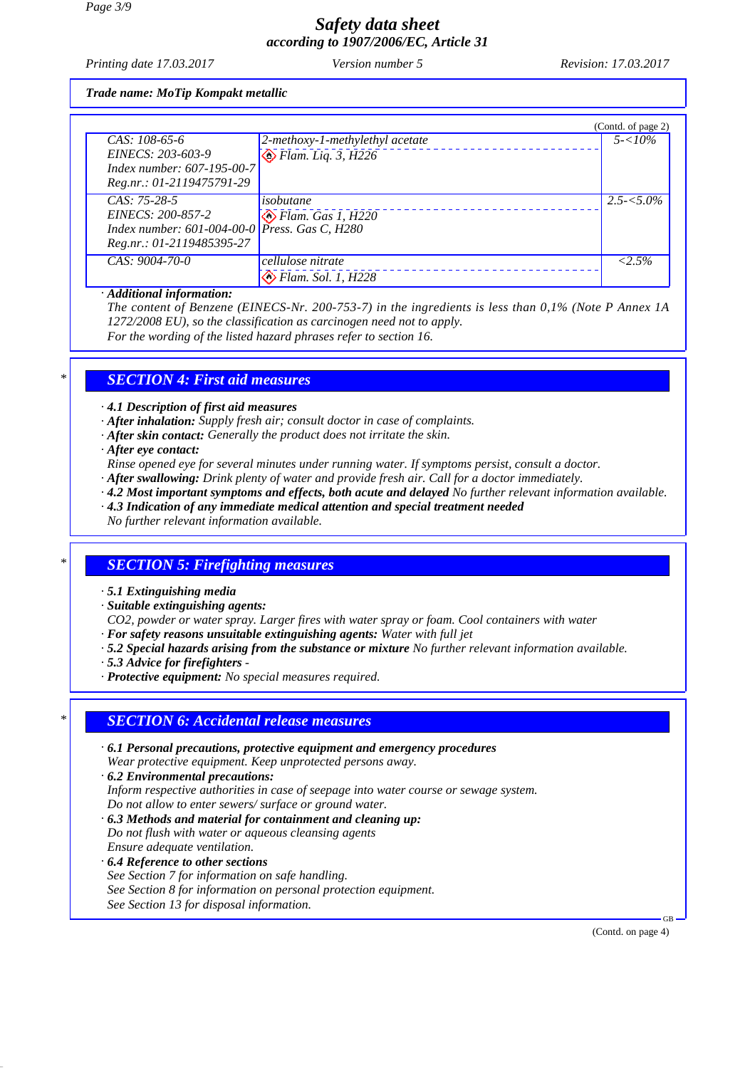*Trade name: MoTip Kompakt metallic*

(Contd. of page 2)

| | | |
|---|---|---|
| CAS: 108-65-6<br>EINECS: 203-603-9<br>Index number: 607-195-00-7<br>Reg.nr.: 01-2119475791-29 | 2-methoxy-1-methylethyl acetate<br>Flam. Liq. 3, H226 | 5-<10% |
| CAS: 75-28-5<br>EINECS: 200-857-2<br>Index number: 601-004-00-0<br>Reg.nr.: 01-2119485395-27 | isobutane<br>Flam. Gas 1, H220<br>Press. Gas C, H280 | 2.5-<5.0% |
| CAS: 9004-70-0 | cellulose nitrate<br>Flam. Sol. 1, H228 | <2.5% |

· **Additional information:**
The content of Benzene (EINECS-Nr. 200-753-7) in the ingredients is less than 0,1% (Note P Annex 1A 1272/2008 EU), so the classification as carcinogen need not to apply.
For the wording of the listed hazard phrases refer to section 16.

## SECTION 4: First aid measures

· **4.1 Description of first aid measures**
· **After inhalation:** Supply fresh air; consult doctor in case of complaints.
· **After skin contact:** Generally the product does not irritate the skin.
· **After eye contact:**
Rinse opened eye for several minutes under running water. If symptoms persist, consult a doctor.
· **After swallowing:** Drink plenty of water and provide fresh air. Call for a doctor immediately.
· **4.2 Most important symptoms and effects, both acute and delayed** No further relevant information available.
· **4.3 Indication of any immediate medical attention and special treatment needed**
No further relevant information available.

## SECTION 5: Firefighting measures

· **5.1 Extinguishing media**
· **Suitable extinguishing agents:**
$CO_2$, powder or water spray. Larger fires with water spray or foam. Cool containers with water
· **For safety reasons unsuitable extinguishing agents:** Water with full jet
· **5.2 Special hazards arising from the substance or mixture** No further relevant information available.
· **5.3 Advice for firefighters** -
· **Protective equipment:** No special measures required.

## SECTION 6: Accidental release measures

· **6.1 Personal precautions, protective equipment and emergency procedures**
Wear protective equipment. Keep unprotected persons away.
· **6.2 Environmental precautions:**
Inform respective authorities in case of seepage into water course or sewage system.
Do not allow to enter sewers/ surface or ground water.
· **6.3 Methods and material for containment and cleaning up:**
Do not flush with water or aqueous cleansing agents
Ensure adequate ventilation.
· **6.4 Reference to other sections**
See Section 7 for information on safe handling.
See Section 8 for information on personal protection equipment.
See Section 13 for disposal information.

(Contd. on page 4)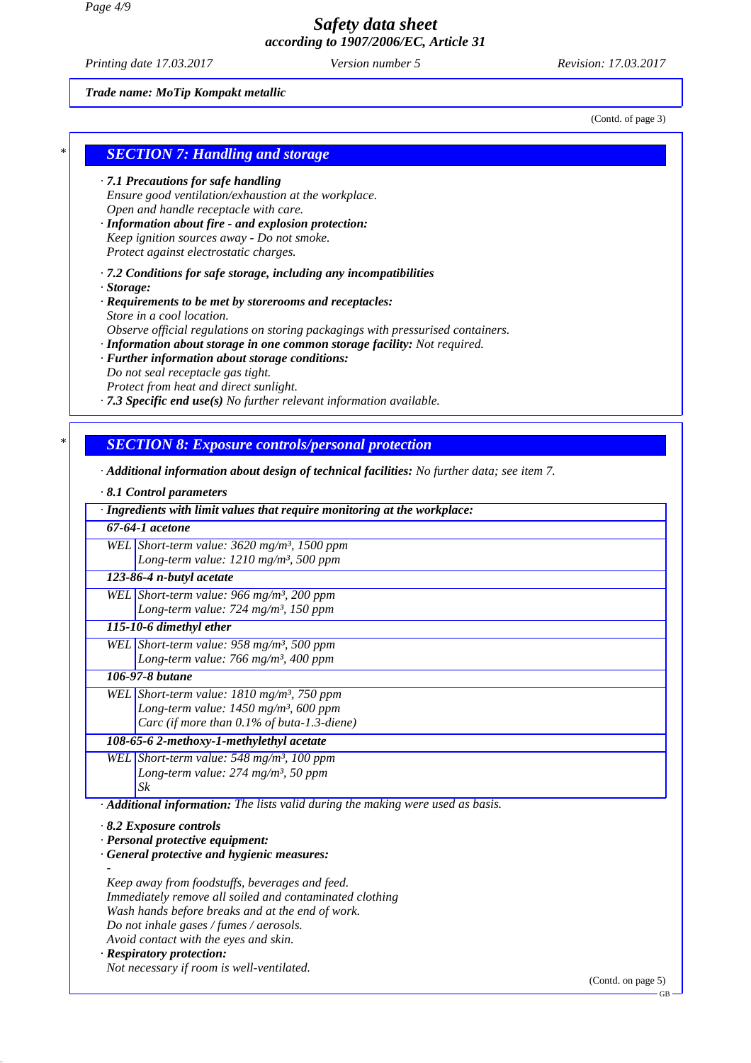Trade name: MoTip Kompakt metallic

(Contd. of page 3)

## SECTION 7: Handling and storage

· **7.1 Precautions for safe handling**
Ensure good ventilation/exhaustion at the workplace.
Open and handle receptacle with care.
· **Information about fire - and explosion protection:**
Keep ignition sources away - Do not smoke.
Protect against electrostatic charges.

· **7.2 Conditions for safe storage, including any incompatibilities**
· **Storage:**
· **Requirements to be met by storerooms and receptacles:**
Store in a cool location.
Observe official regulations on storing packagings with pressurised containers.
· **Information about storage in one common storage facility:** Not required.
· **Further information about storage conditions:**
Do not seal receptacle gas tight.
Protect from heat and direct sunlight.
· **7.3 Specific end use(s)** No further relevant information available.

## SECTION 8: Exposure controls/personal protection

· **Additional information about design of technical facilities:** No further data; see item 7.

· **8.1 Control parameters**

| · Ingredients with limit values that require monitoring at the workplace: | |
|---|---|
| **67-64-1 acetone** | |
| WEL | Short-term value: 3620 mg/m³, 1500 ppm<br>Long-term value: 1210 mg/m³, 500 ppm |
| **123-86-4 n-butyl acetate** | |
| WEL | Short-term value: 966 mg/m³, 200 ppm<br>Long-term value: 724 mg/m³, 150 ppm |
| **115-10-6 dimethyl ether** | |
| WEL | Short-term value: 958 mg/m³, 500 ppm<br>Long-term value: 766 mg/m³, 400 ppm |
| **106-97-8 butane** | |
| WEL | Short-term value: 1810 mg/m³, 750 ppm<br>Long-term value: 1450 mg/m³, 600 ppm<br>Carc (if more than 0.1% of buta-1.3-diene) |
| **108-65-6 2-methoxy-1-methylethyl acetate** | |
| WEL | Short-term value: 548 mg/m³, 100 ppm<br>Long-term value: 274 mg/m³, 50 ppm<br>Sk |

· **Additional information:** The lists valid during the making were used as basis.

· **8.2 Exposure controls**
· **Personal protective equipment:**
· **General protective and hygienic measures:**
-
Keep away from foodstuffs, beverages and feed.
Immediately remove all soiled and contaminated clothing
Wash hands before breaks and at the end of work.
Do not inhale gases / fumes / aerosols.
Avoid contact with the eyes and skin.
· **Respiratory protection:**
Not necessary if room is well-ventilated.

(Contd. on page 5)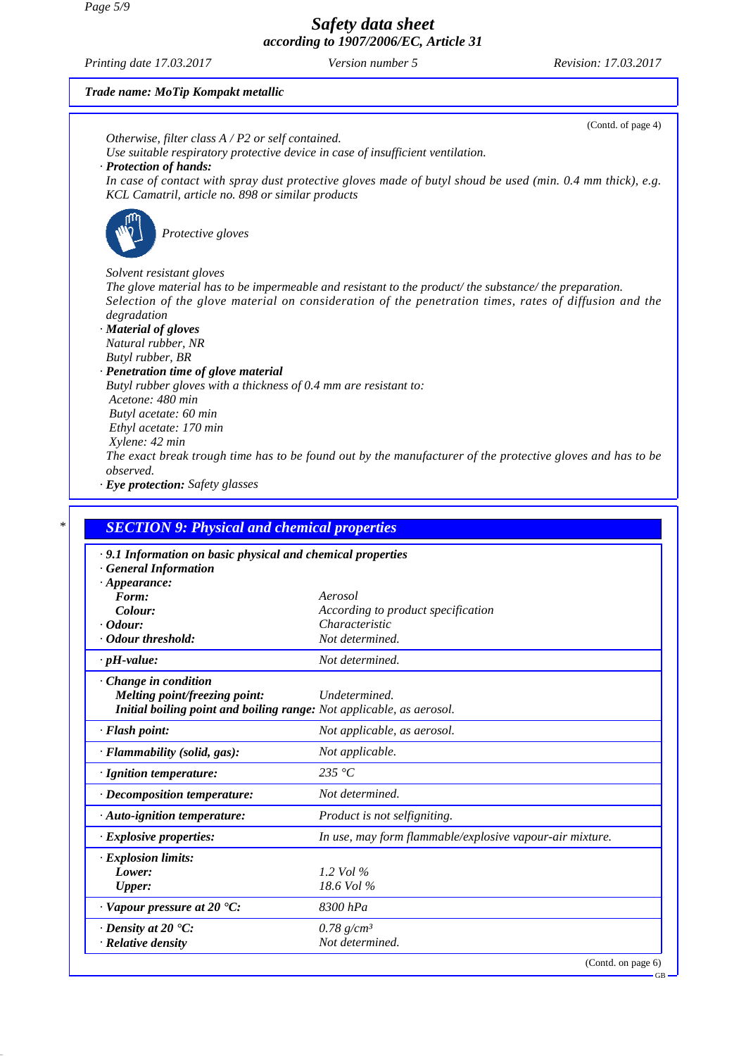**Trade name: MoTip Kompakt metallic**

(Contd. of page 4)

*Otherwise, filter class A / P2 or self contained.*
*Use suitable respiratory protective device in case of insufficient ventilation.*

· **Protection of hands:**
*In case of contact with spray dust protective gloves made of butyl shoud be used (min. 0.4 mm thick), e.g. KCL Camatril, article no. 898 or similar products*

*Protective gloves*

*Solvent resistant gloves*
*The glove material has to be impermeable and resistant to the product/ the substance/ the preparation.*
*Selection of the glove material on consideration of the penetration times, rates of diffusion and the degradation*

· **Material of gloves**
*Natural rubber, NR*
*Butyl rubber, BR*

· **Penetration time of glove material**
*Butyl rubber gloves with a thickness of 0.4 mm are resistant to:*
*Acetone: 480 min*
*Butyl acetate: 60 min*
*Ethyl acetate: 170 min*
*Xylene: 42 min*
*The exact break trough time has to be found out by the manufacturer of the protective gloves and has to be observed.*

· **Eye protection:** *Safety glasses*

## * SECTION 9: Physical and chemical properties

| · 9.1 Information on basic physical and chemical properties | |
|---|---|
| · General Information | |
| · Appearance: | |
| Form: | Aerosol |
| Colour: | According to product specification |
| · Odour: | Characteristic |
| · Odour threshold: | Not determined. |
| · pH-value: | Not determined. |
| · Change in condition | |
| Melting point/freezing point: | Undetermined. |
| Initial boiling point and boiling range: | Not applicable, as aerosol. |
| · Flash point: | Not applicable, as aerosol. |
| · Flammability (solid, gas): | Not applicable. |
| · Ignition temperature: | 235 °C |
| · Decomposition temperature: | Not determined. |
| · Auto-ignition temperature: | Product is not selfigniting. |
| · Explosive properties: | In use, may form flammable/explosive vapour-air mixture. |
| · Explosion limits: | |
| Lower: | 1.2 Vol % |
| Upper: | 18.6 Vol % |
| · Vapour pressure at 20 °C: | 8300 hPa |
| · Density at 20 °C: | 0.78 g/cm³ |
| · Relative density | Not determined. |

(Contd. on page 6)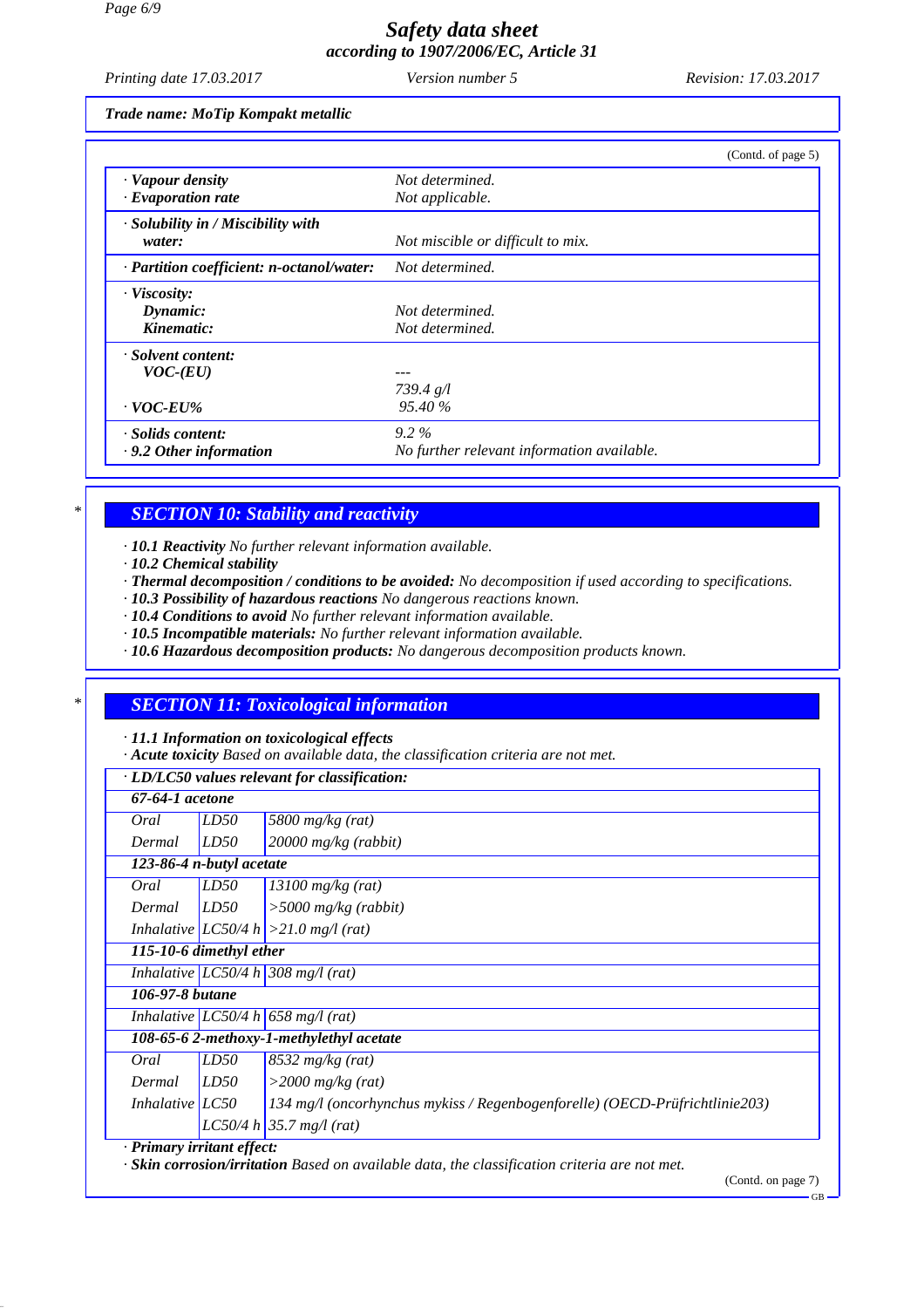*Trade name: MoTip Kompakt metallic*

(Contd. of page 5)

| | |
|---|---|
| · **Vapour density** | Not determined. |
| · **Evaporation rate** | Not applicable. |
| · **Solubility in / Miscibility with water:** | Not miscible or difficult to mix. |
| · **Partition coefficient: n-octanol/water:** | Not determined. |
| · **Viscosity:** | |
| **Dynamic:** | Not determined. |
| **Kinematic:** | Not determined. |
| · **Solvent content:** | |
| **VOC-(EU)** | --- |
| | 739.4 g/l |
| · **VOC-EU%** | 95.40 % |
| · **Solids content:** | 9.2 % |
| · **9.2 Other information** | No further relevant information available. |

## * SECTION 10: Stability and reactivity

· **10.1 Reactivity** No further relevant information available.
· **10.2 Chemical stability**
· **Thermal decomposition / conditions to be avoided:** No decomposition if used according to specifications.
· **10.3 Possibility of hazardous reactions** No dangerous reactions known.
· **10.4 Conditions to avoid** No further relevant information available.
· **10.5 Incompatible materials:** No further relevant information available.
· **10.6 Hazardous decomposition products:** No dangerous decomposition products known.

## * SECTION 11: Toxicological information

· **11.1 Information on toxicological effects**
· **Acute toxicity** Based on available data, the classification criteria are not met.

| · **LD/LC50 values relevant for classification:** | | |
|---|---|---|
| **67-64-1 acetone** | | |
| Oral | LD50 | 5800 mg/kg (rat) |
| Dermal | LD50 | 20000 mg/kg (rabbit) |
| **123-86-4 n-butyl acetate** | | |
| Oral | LD50 | 13100 mg/kg (rat) |
| Dermal | LD50 | >5000 mg/kg (rabbit) |
| Inhalative | LC50/4 h | >21.0 mg/l (rat) |
| **115-10-6 dimethyl ether** | | |
| Inhalative | LC50/4 h | 308 mg/l (rat) |
| **106-97-8 butane** | | |
| Inhalative | LC50/4 h | 658 mg/l (rat) |
| **108-65-6 2-methoxy-1-methylethyl acetate** | | |
| Oral | LD50 | 8532 mg/kg (rat) |
| Dermal | LD50 | >2000 mg/kg (rat) |
| Inhalative | LC50 | 134 mg/l (oncorhynchus mykiss / Regenbogenforelle) (OECD-Prüfrichtlinie203) |
| | LC50/4 h | 35.7 mg/l (rat) |

· **Primary irritant effect:**
· **Skin corrosion/irritation** Based on available data, the classification criteria are not met.

(Contd. on page 7)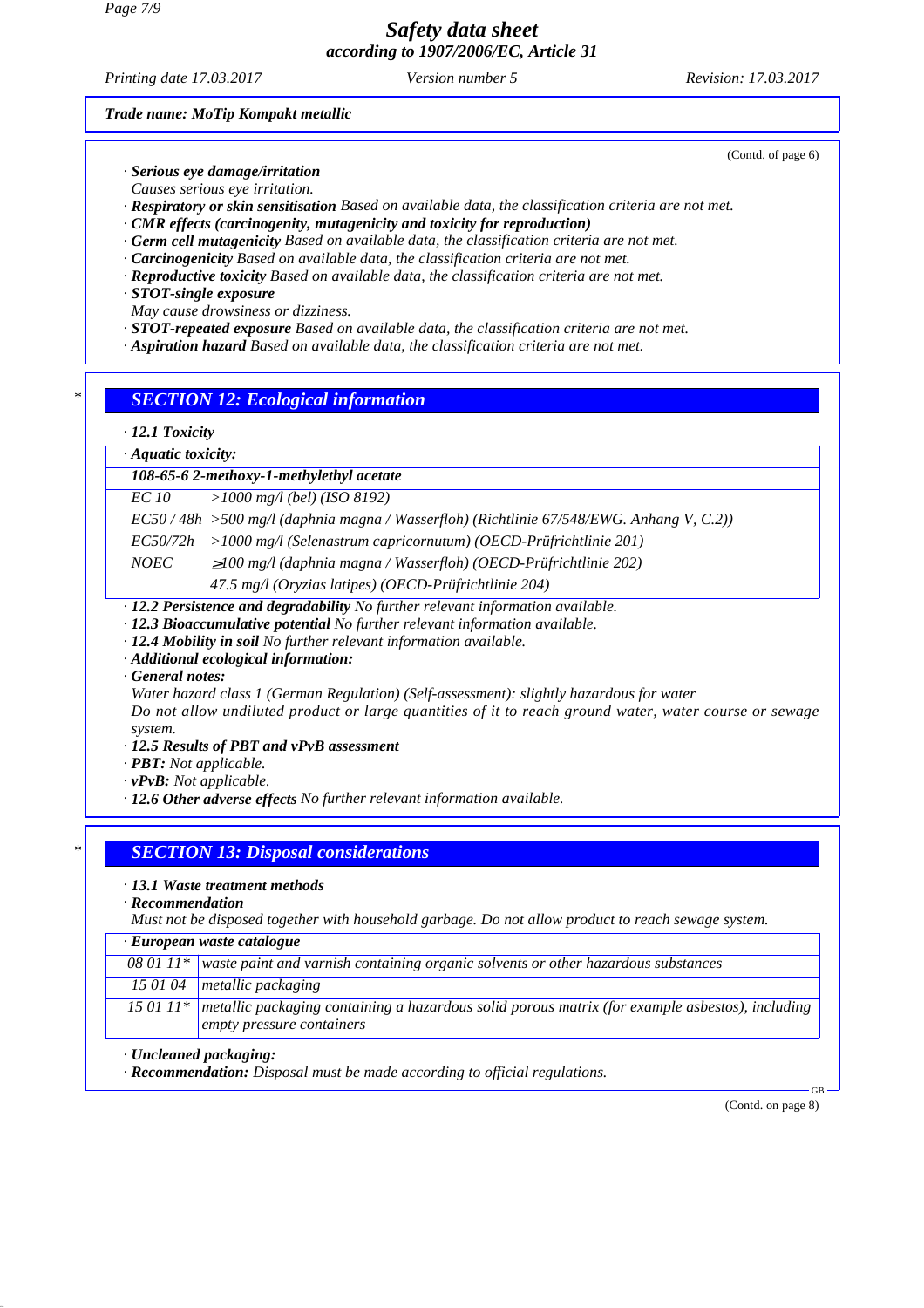*Trade name: MoTip Kompakt metallic*

(Contd. of page 6)

· ***Serious eye damage/irritation***
*Causes serious eye irritation.*
· ***Respiratory or skin sensitisation*** *Based on available data, the classification criteria are not met.*
· ***CMR effects (carcinogenity, mutagenicity and toxicity for reproduction)***
· ***Germ cell mutagenicity*** *Based on available data, the classification criteria are not met.*
· ***Carcinogenicity*** *Based on available data, the classification criteria are not met.*
· ***Reproductive toxicity*** *Based on available data, the classification criteria are not met.*
· ***STOT-single exposure***
*May cause drowsiness or dizziness.*
· ***STOT-repeated exposure*** *Based on available data, the classification criteria are not met.*
· ***Aspiration hazard*** *Based on available data, the classification criteria are not met.*

\* 

## SECTION 12: Ecological information

· ***12.1 Toxicity***

| · ***Aquatic toxicity:*** | |
|---|---|
| ***108-65-6 2-methoxy-1-methylethyl acetate*** | |
| *EC 10* | *>1000 mg/l (bel) (ISO 8192)* |
| *EC50 / 48h* | *>500 mg/l (daphnia magna / Wasserfloh) (Richtlinie 67/548/EWG. Anhang V, C.2))* |
| *EC50/72h* | *>1000 mg/l (Selenastrum capricornutum) (OECD-Prüfrichtlinie 201)* |
| *NOEC* | *≥100 mg/l (daphnia magna / Wasserfloh) (OECD-Prüfrichtlinie 202)* |
| | *47.5 mg/l (Oryzias latipes) (OECD-Prüfrichtlinie 204)* |

· ***12.2 Persistence and degradability*** *No further relevant information available.*
· ***12.3 Bioaccumulative potential*** *No further relevant information available.*
· ***12.4 Mobility in soil*** *No further relevant information available.*
· ***Additional ecological information:***
· ***General notes:***
*Water hazard class 1 (German Regulation) (Self-assessment): slightly hazardous for water*
*Do not allow undiluted product or large quantities of it to reach ground water, water course or sewage system.*
· ***12.5 Results of PBT and vPvB assessment***
· ***PBT:*** *Not applicable.*
· ***vPvB:*** *Not applicable.*
· ***12.6 Other adverse effects*** *No further relevant information available.*

\* 

## SECTION 13: Disposal considerations

· ***13.1 Waste treatment methods***
· ***Recommendation***
*Must not be disposed together with household garbage. Do not allow product to reach sewage system.*

| · ***European waste catalogue*** | |
|---|---|
| *08 01 11\** | *waste paint and varnish containing organic solvents or other hazardous substances* |
| *15 01 04* | *metallic packaging* |
| *15 01 11\** | *metallic packaging containing a hazardous solid porous matrix (for example asbestos), including empty pressure containers* |

· ***Uncleaned packaging:***
· ***Recommendation:*** *Disposal must be made according to official regulations.*

(Contd. on page 8)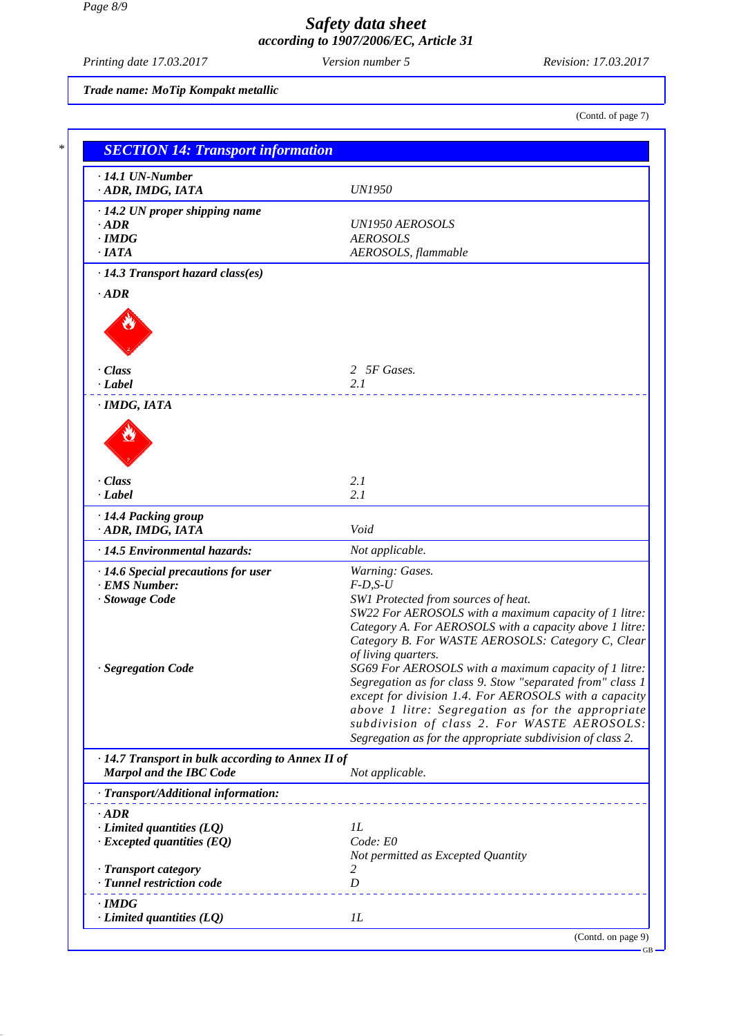(Contd. of page 7)

## SECTION 14: Transport information

| | |
|---|---|
| **· 14.1 UN-Number** | |
| **· ADR, IMDG, IATA** | *UN1950* |
| **· 14.2 UN proper shipping name** | |
| **· ADR** | *UN1950 AEROSOLS* |
| **· IMDG** | *AEROSOLS* |
| **· IATA** | *AEROSOLS, flammable* |
| **· 14.3 Transport hazard class(es)** | |
| **· ADR** | |
| **· Class** | *2 5F Gases.* |
| **· Label** | *2.1* |
| **· IMDG, IATA** | |
| **· Class** | *2.1* |
| **· Label** | *2.1* |
| **· 14.4 Packing group** | |
| **· ADR, IMDG, IATA** | *Void* |
| **· 14.5 Environmental hazards:** | *Not applicable.* |
| **· 14.6 Special precautions for user** | *Warning: Gases.* |
| **· EMS Number:** | *F-D,S-U* |
| **· Stowage Code** | *SW1 Protected from sources of heat. SW22 For AEROSOLS with a maximum capacity of 1 litre: Category A. For AEROSOLS with a capacity above 1 litre: Category B. For WASTE AEROSOLS: Category C, Clear of living quarters.* |
| **· Segregation Code** | *SG69 For AEROSOLS with a maximum capacity of 1 litre: Segregation as for class 9. Stow "separated from" class 1 except for division 1.4. For AEROSOLS with a capacity above 1 litre: Segregation as for the appropriate subdivision of class 2. For WASTE AEROSOLS: Segregation as for the appropriate subdivision of class 2.* |
| **· 14.7 Transport in bulk according to Annex II of Marpol and the IBC Code** | *Not applicable.* |
| **· Transport/Additional information:** | |
| **· ADR** | |
| **· Limited quantities (LQ)** | *1L* |
| **· Excepted quantities (EQ)** | *Code: E0* *Not permitted as Excepted Quantity* |
| **· Transport category** | *2* |
| **· Tunnel restriction code** | *D* |
| **· IMDG** | |
| **· Limited quantities (LQ)** | *1L* |

(Contd. on page 9)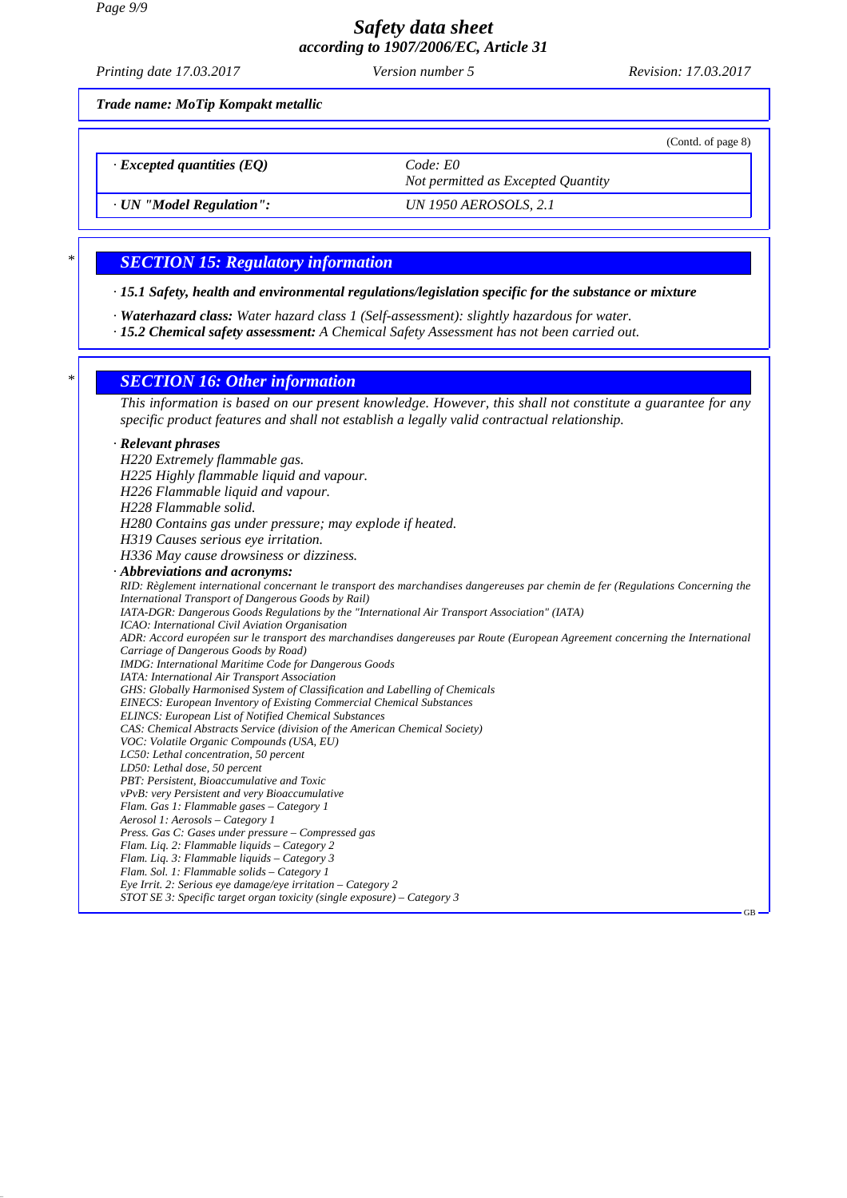(Contd. of page 8)

| | |
|---|---|
| · **Excepted quantities (EQ)** | Code: E0<br>Not permitted as Excepted Quantity |
| · **UN "Model Regulation":** | UN 1950 AEROSOLS, 2.1 |

## * SECTION 15: Regulatory information

· **15.1 Safety, health and environmental regulations/legislation specific for the substance or mixture**

· **Waterhazard class:** Water hazard class 1 (Self-assessment): slightly hazardous for water.
· **15.2 Chemical safety assessment:** A Chemical Safety Assessment has not been carried out.

## * SECTION 16: Other information

This information is based on our present knowledge. However, this shall not constitute a guarantee for any specific product features and shall not establish a legally valid contractual relationship.

· **Relevant phrases**
H220 Extremely flammable gas.
H225 Highly flammable liquid and vapour.
H226 Flammable liquid and vapour.
H228 Flammable solid.
H280 Contains gas under pressure; may explode if heated.
H319 Causes serious eye irritation.
H336 May cause drowsiness or dizziness.

· **Abbreviations and acronyms:**
RID: Règlement international concernant le transport des marchandises dangereuses par chemin de fer (Regulations Concerning the International Transport of Dangerous Goods by Rail)
IATA-DGR: Dangerous Goods Regulations by the "International Air Transport Association" (IATA)
ICAO: International Civil Aviation Organisation
ADR: Accord européen sur le transport des marchandises dangereuses par Route (European Agreement concerning the International Carriage of Dangerous Goods by Road)
IMDG: International Maritime Code for Dangerous Goods
IATA: International Air Transport Association
GHS: Globally Harmonised System of Classification and Labelling of Chemicals
EINECS: European Inventory of Existing Commercial Chemical Substances
ELINCS: European List of Notified Chemical Substances
CAS: Chemical Abstracts Service (division of the American Chemical Society)
VOC: Volatile Organic Compounds (USA, EU)
LC50: Lethal concentration, 50 percent
LD50: Lethal dose, 50 percent
PBT: Persistent, Bioaccumulative and Toxic
vPvB: very Persistent and very Bioaccumulative
Flam. Gas 1: Flammable gases – Category 1
Aerosol 1: Aerosols – Category 1
Press. Gas C: Gases under pressure – Compressed gas
Flam. Liq. 2: Flammable liquids – Category 2
Flam. Liq. 3: Flammable liquids – Category 3
Flam. Sol. 1: Flammable solids – Category 1
Eye Irrit. 2: Serious eye damage/eye irritation – Category 2
STOT SE 3: Specific target organ toxicity (single exposure) – Category 3